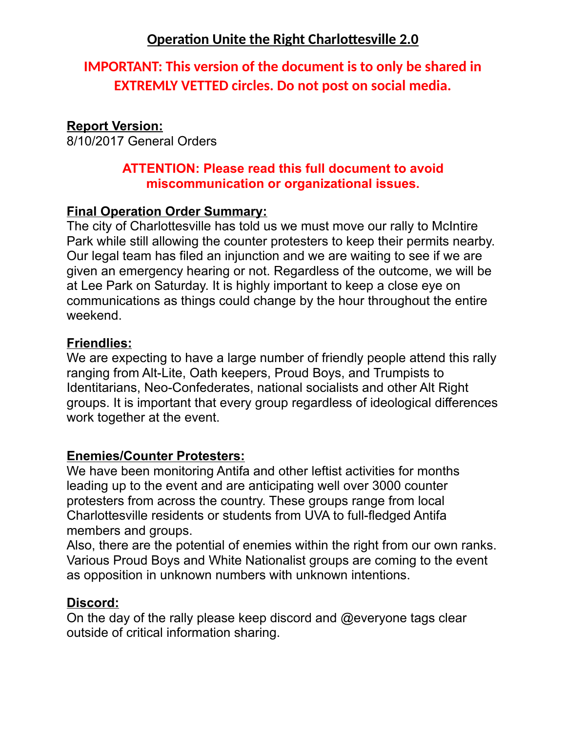# Operation Unite the Right Charlottesville 2.0

**IMPORTANT: This version of the document is to only be shared in EXTREMLY VETTED circles. Do not post on social media.**

**Report Version:**
8/10/2017 General Orders

**ATTENTION: Please read this full document to avoid miscommunication or organizational issues.**

**Final Operation Order Summary:**
The city of Charlottesville has told us we must move our rally to McIntire Park while still allowing the counter protesters to keep their permits nearby. Our legal team has filed an injunction and we are waiting to see if we are given an emergency hearing or not. Regardless of the outcome, we will be at Lee Park on Saturday. It is highly important to keep a close eye on communications as things could change by the hour throughout the entire weekend.

**Friendlies:**
We are expecting to have a large number of friendly people attend this rally ranging from Alt-Lite, Oath keepers, Proud Boys, and Trumpists to Identitarians, Neo-Confederates, national socialists and other Alt Right groups. It is important that every group regardless of ideological differences work together at the event.

**Enemies/Counter Protesters:**
We have been monitoring Antifa and other leftist activities for months leading up to the event and are anticipating well over 3000 counter protesters from across the country. These groups range from local Charlottesville residents or students from UVA to full-fledged Antifa members and groups.
Also, there are the potential of enemies within the right from our own ranks. Various Proud Boys and White Nationalist groups are coming to the event as opposition in unknown numbers with unknown intentions.

**Discord:**
On the day of the rally please keep discord and @everyone tags clear outside of critical information sharing.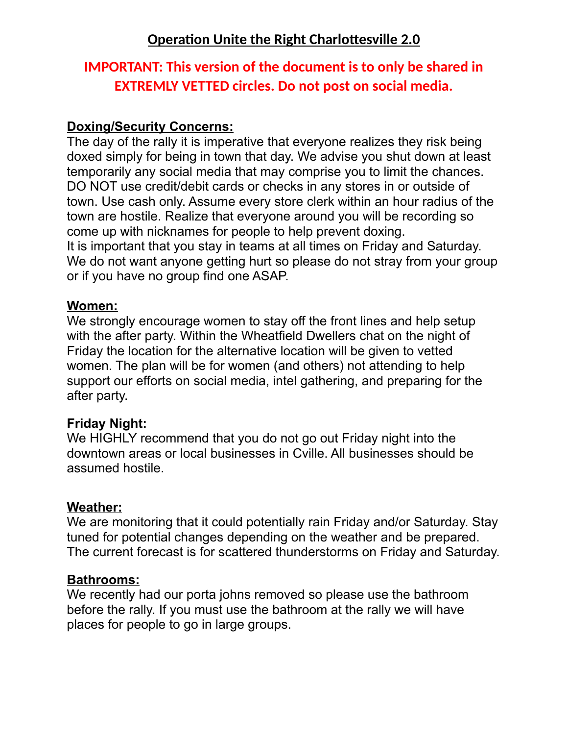# Operation Unite the Right Charlottesville 2.0

**IMPORTANT: This version of the document is to only be shared in EXTREMLY VETTED circles. Do not post on social media.**

## Doxing/Security Concerns:

The day of the rally it is imperative that everyone realizes they risk being doxed simply for being in town that day. We advise you shut down at least temporarily any social media that may comprise you to limit the chances. DO NOT use credit/debit cards or checks in any stores in or outside of town. Use cash only. Assume every store clerk within an hour radius of the town are hostile. Realize that everyone around you will be recording so come up with nicknames for people to help prevent doxing.
It is important that you stay in teams at all times on Friday and Saturday. We do not want anyone getting hurt so please do not stray from your group or if you have no group find one ASAP.

## Women:

We strongly encourage women to stay off the front lines and help setup with the after party. Within the Wheatfield Dwellers chat on the night of Friday the location for the alternative location will be given to vetted women. The plan will be for women (and others) not attending to help support our efforts on social media, intel gathering, and preparing for the after party.

## Friday Night:

We HIGHLY recommend that you do not go out Friday night into the downtown areas or local businesses in Cville. All businesses should be assumed hostile.

## Weather:

We are monitoring that it could potentially rain Friday and/or Saturday. Stay tuned for potential changes depending on the weather and be prepared. The current forecast is for scattered thunderstorms on Friday and Saturday.

## Bathrooms:

We recently had our porta johns removed so please use the bathroom before the rally. If you must use the bathroom at the rally we will have places for people to go in large groups.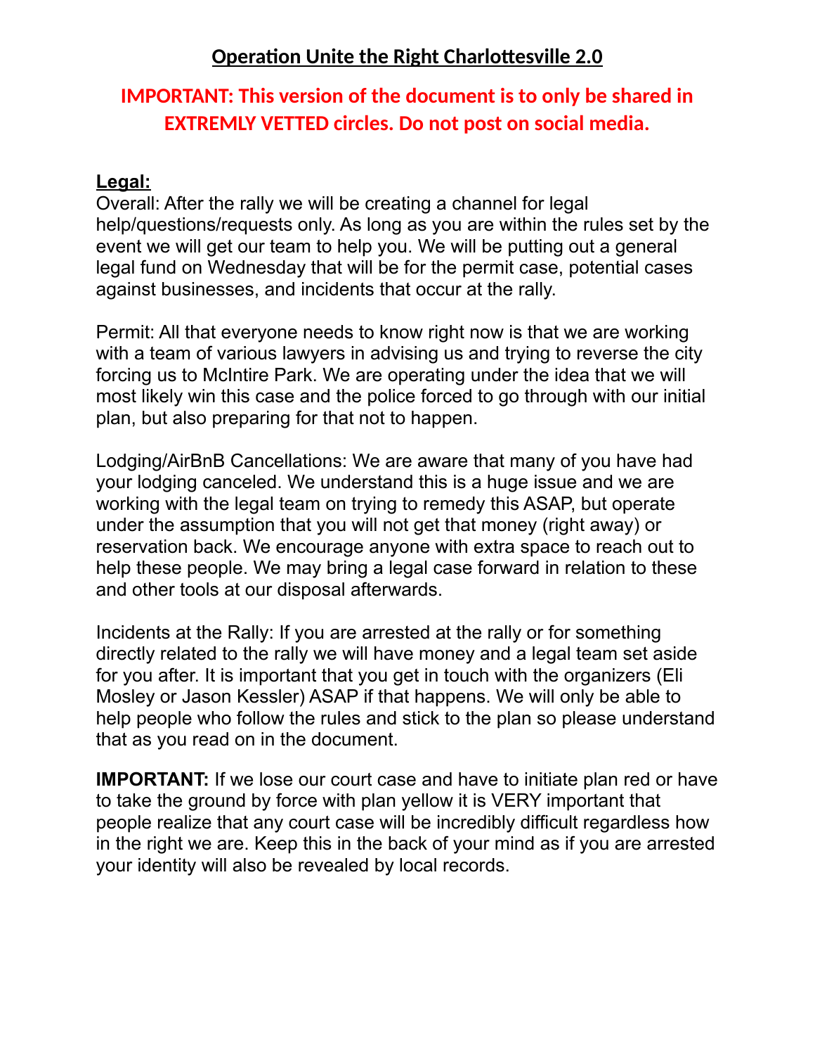# Operation Unite the Right Charlottesville 2.0

**IMPORTANT: This version of the document is to only be shared in EXTREMLY VETTED circles. Do not post on social media.**

## Legal:

Overall: After the rally we will be creating a channel for legal help/questions/requests only. As long as you are within the rules set by the event we will get our team to help you. We will be putting out a general legal fund on Wednesday that will be for the permit case, potential cases against businesses, and incidents that occur at the rally.

Permit: All that everyone needs to know right now is that we are working with a team of various lawyers in advising us and trying to reverse the city forcing us to McIntire Park. We are operating under the idea that we will most likely win this case and the police forced to go through with our initial plan, but also preparing for that not to happen.

Lodging/AirBnB Cancellations: We are aware that many of you have had your lodging canceled. We understand this is a huge issue and we are working with the legal team on trying to remedy this ASAP, but operate under the assumption that you will not get that money (right away) or reservation back. We encourage anyone with extra space to reach out to help these people. We may bring a legal case forward in relation to these and other tools at our disposal afterwards.

Incidents at the Rally: If you are arrested at the rally or for something directly related to the rally we will have money and a legal team set aside for you after. It is important that you get in touch with the organizers (Eli Mosley or Jason Kessler) ASAP if that happens. We will only be able to help people who follow the rules and stick to the plan so please understand that as you read on in the document.

**IMPORTANT:** If we lose our court case and have to initiate plan red or have to take the ground by force with plan yellow it is VERY important that people realize that any court case will be incredibly difficult regardless how in the right we are. Keep this in the back of your mind as if you are arrested your identity will also be revealed by local records.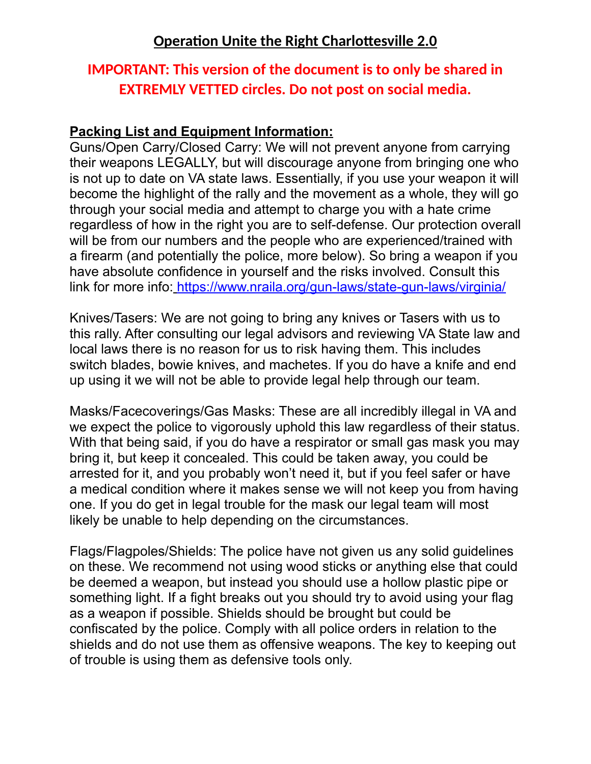## Operation Unite the Right Charlottesville 2.0

**IMPORTANT: This version of the document is to only be shared in EXTREMLY VETTED circles. Do not post on social media.**

**Packing List and Equipment Information:**

Guns/Open Carry/Closed Carry: We will not prevent anyone from carrying their weapons LEGALLY, but will discourage anyone from bringing one who is not up to date on VA state laws. Essentially, if you use your weapon it will become the highlight of the rally and the movement as a whole, they will go through your social media and attempt to charge you with a hate crime regardless of how in the right you are to self-defense. Our protection overall will be from our numbers and the people who are experienced/trained with a firearm (and potentially the police, more below). So bring a weapon if you have absolute confidence in yourself and the risks involved. Consult this link for more info: https://www.nraila.org/gun-laws/state-gun-laws/virginia/

Knives/Tasers: We are not going to bring any knives or Tasers with us to this rally. After consulting our legal advisors and reviewing VA State law and local laws there is no reason for us to risk having them. This includes switch blades, bowie knives, and machetes. If you do have a knife and end up using it we will not be able to provide legal help through our team.

Masks/Facecoverings/Gas Masks: These are all incredibly illegal in VA and we expect the police to vigorously uphold this law regardless of their status. With that being said, if you do have a respirator or small gas mask you may bring it, but keep it concealed. This could be taken away, you could be arrested for it, and you probably won't need it, but if you feel safer or have a medical condition where it makes sense we will not keep you from having one. If you do get in legal trouble for the mask our legal team will most likely be unable to help depending on the circumstances.

Flags/Flagpoles/Shields: The police have not given us any solid guidelines on these. We recommend not using wood sticks or anything else that could be deemed a weapon, but instead you should use a hollow plastic pipe or something light. If a fight breaks out you should try to avoid using your flag as a weapon if possible. Shields should be brought but could be confiscated by the police. Comply with all police orders in relation to the shields and do not use them as offensive weapons. The key to keeping out of trouble is using them as defensive tools only.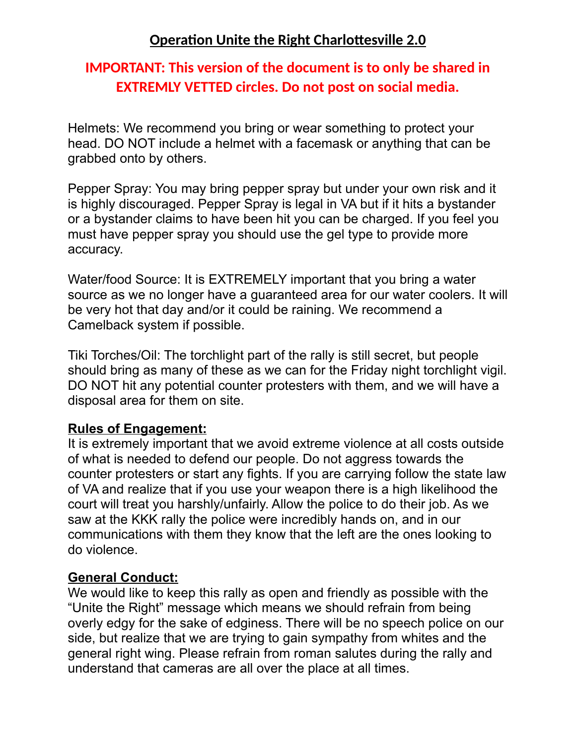# Operation Unite the Right Charlottesville 2.0

**IMPORTANT: This version of the document is to only be shared in EXTREMLY VETTED circles. Do not post on social media.**

Helmets: We recommend you bring or wear something to protect your head. DO NOT include a helmet with a facemask or anything that can be grabbed onto by others.

Pepper Spray: You may bring pepper spray but under your own risk and it is highly discouraged. Pepper Spray is legal in VA but if it hits a bystander or a bystander claims to have been hit you can be charged. If you feel you must have pepper spray you should use the gel type to provide more accuracy.

Water/food Source: It is EXTREMELY important that you bring a water source as we no longer have a guaranteed area for our water coolers. It will be very hot that day and/or it could be raining. We recommend a Camelback system if possible.

Tiki Torches/Oil: The torchlight part of the rally is still secret, but people should bring as many of these as we can for the Friday night torchlight vigil. DO NOT hit any potential counter protesters with them, and we will have a disposal area for them on site.

**Rules of Engagement:**

It is extremely important that we avoid extreme violence at all costs outside of what is needed to defend our people. Do not aggress towards the counter protesters or start any fights. If you are carrying follow the state law of VA and realize that if you use your weapon there is a high likelihood the court will treat you harshly/unfairly. Allow the police to do their job. As we saw at the KKK rally the police were incredibly hands on, and in our communications with them they know that the left are the ones looking to do violence.

**General Conduct:**

We would like to keep this rally as open and friendly as possible with the "Unite the Right" message which means we should refrain from being overly edgy for the sake of edginess. There will be no speech police on our side, but realize that we are trying to gain sympathy from whites and the general right wing. Please refrain from roman salutes during the rally and understand that cameras are all over the place at all times.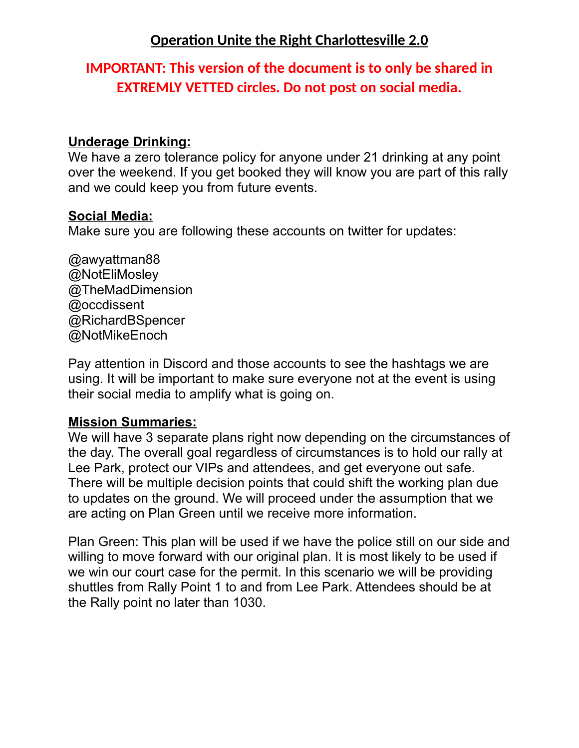# Operation Unite the Right Charlottesville 2.0

**IMPORTANT: This version of the document is to only be shared in EXTREMLY VETTED circles. Do not post on social media.**

**Underage Drinking:**

We have a zero tolerance policy for anyone under 21 drinking at any point over the weekend. If you get booked they will know you are part of this rally and we could keep you from future events.

**Social Media:**

Make sure you are following these accounts on twitter for updates:

@awyattman88
@NotEliMosley
@TheMadDimension
@occdissent
@RichardBSpencer
@NotMikeEnoch

Pay attention in Discord and those accounts to see the hashtags we are using. It will be important to make sure everyone not at the event is using their social media to amplify what is going on.

**Mission Summaries:**

We will have 3 separate plans right now depending on the circumstances of the day. The overall goal regardless of circumstances is to hold our rally at Lee Park, protect our VIPs and attendees, and get everyone out safe. There will be multiple decision points that could shift the working plan due to updates on the ground. We will proceed under the assumption that we are acting on Plan Green until we receive more information.

Plan Green: This plan will be used if we have the police still on our side and willing to move forward with our original plan. It is most likely to be used if we win our court case for the permit. In this scenario we will be providing shuttles from Rally Point 1 to and from Lee Park. Attendees should be at the Rally point no later than 1030.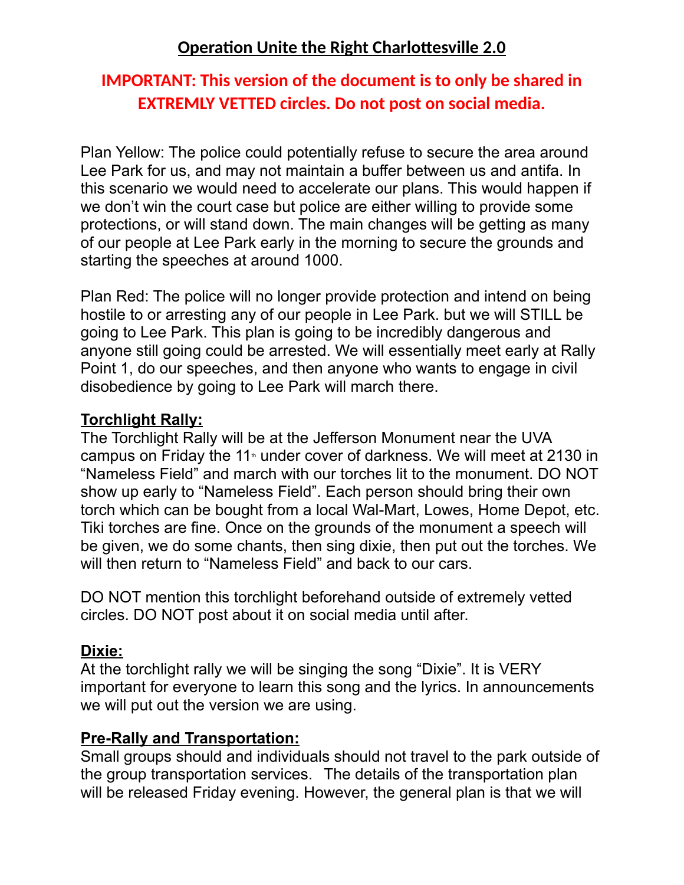# Operation Unite the Right Charlottesville 2.0

**IMPORTANT: This version of the document is to only be shared in EXTREMLY VETTED circles. Do not post on social media.**

Plan Yellow: The police could potentially refuse to secure the area around Lee Park for us, and may not maintain a buffer between us and antifa. In this scenario we would need to accelerate our plans. This would happen if we don't win the court case but police are either willing to provide some protections, or will stand down. The main changes will be getting as many of our people at Lee Park early in the morning to secure the grounds and starting the speeches at around 1000.

Plan Red: The police will no longer provide protection and intend on being hostile to or arresting any of our people in Lee Park. but we will STILL be going to Lee Park. This plan is going to be incredibly dangerous and anyone still going could be arrested. We will essentially meet early at Rally Point 1, do our speeches, and then anyone who wants to engage in civil disobedience by going to Lee Park will march there.

## Torchlight Rally:

The Torchlight Rally will be at the Jefferson Monument near the UVA campus on Friday the 11th under cover of darkness. We will meet at 2130 in "Nameless Field" and march with our torches lit to the monument. DO NOT show up early to "Nameless Field". Each person should bring their own torch which can be bought from a local Wal-Mart, Lowes, Home Depot, etc. Tiki torches are fine. Once on the grounds of the monument a speech will be given, we do some chants, then sing dixie, then put out the torches. We will then return to "Nameless Field" and back to our cars.

DO NOT mention this torchlight beforehand outside of extremely vetted circles. DO NOT post about it on social media until after.

## Dixie:

At the torchlight rally we will be singing the song "Dixie". It is VERY important for everyone to learn this song and the lyrics. In announcements we will put out the version we are using.

## Pre-Rally and Transportation:

Small groups should and individuals should not travel to the park outside of the group transportation services. The details of the transportation plan will be released Friday evening. However, the general plan is that we will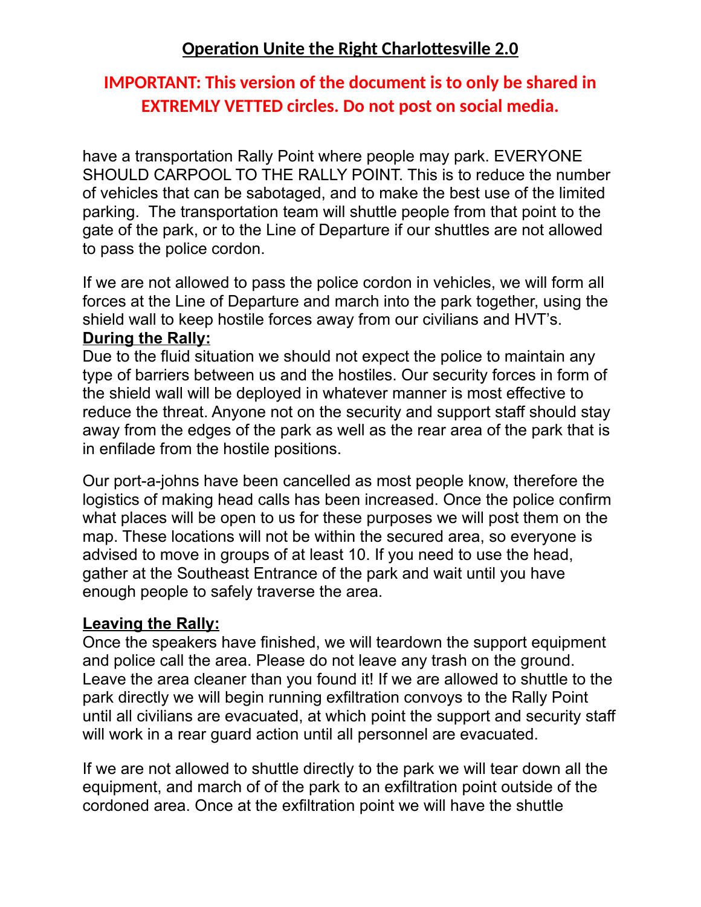have a transportation Rally Point where people may park. EVERYONE SHOULD CARPOOL TO THE RALLY POINT. This is to reduce the number of vehicles that can be sabotaged, and to make the best use of the limited parking. The transportation team will shuttle people from that point to the gate of the park, or to the Line of Departure if our shuttles are not allowed to pass the police cordon.

If we are not allowed to pass the police cordon in vehicles, we will form all forces at the Line of Departure and march into the park together, using the shield wall to keep hostile forces away from our civilians and HVT's.

**During the Rally:**

Due to the fluid situation we should not expect the police to maintain any type of barriers between us and the hostiles. Our security forces in form of the shield wall will be deployed in whatever manner is most effective to reduce the threat. Anyone not on the security and support staff should stay away from the edges of the park as well as the rear area of the park that is in enfilade from the hostile positions.

Our port-a-johns have been cancelled as most people know, therefore the logistics of making head calls has been increased. Once the police confirm what places will be open to us for these purposes we will post them on the map. These locations will not be within the secured area, so everyone is advised to move in groups of at least 10. If you need to use the head, gather at the Southeast Entrance of the park and wait until you have enough people to safely traverse the area.

**Leaving the Rally:**

Once the speakers have finished, we will teardown the support equipment and police call the area. Please do not leave any trash on the ground. Leave the area cleaner than you found it! If we are allowed to shuttle to the park directly we will begin running exfiltration convoys to the Rally Point until all civilians are evacuated, at which point the support and security staff will work in a rear guard action until all personnel are evacuated.

If we are not allowed to shuttle directly to the park we will tear down all the equipment, and march of of the park to an exfiltration point outside of the cordoned area. Once at the exfiltration point we will have the shuttle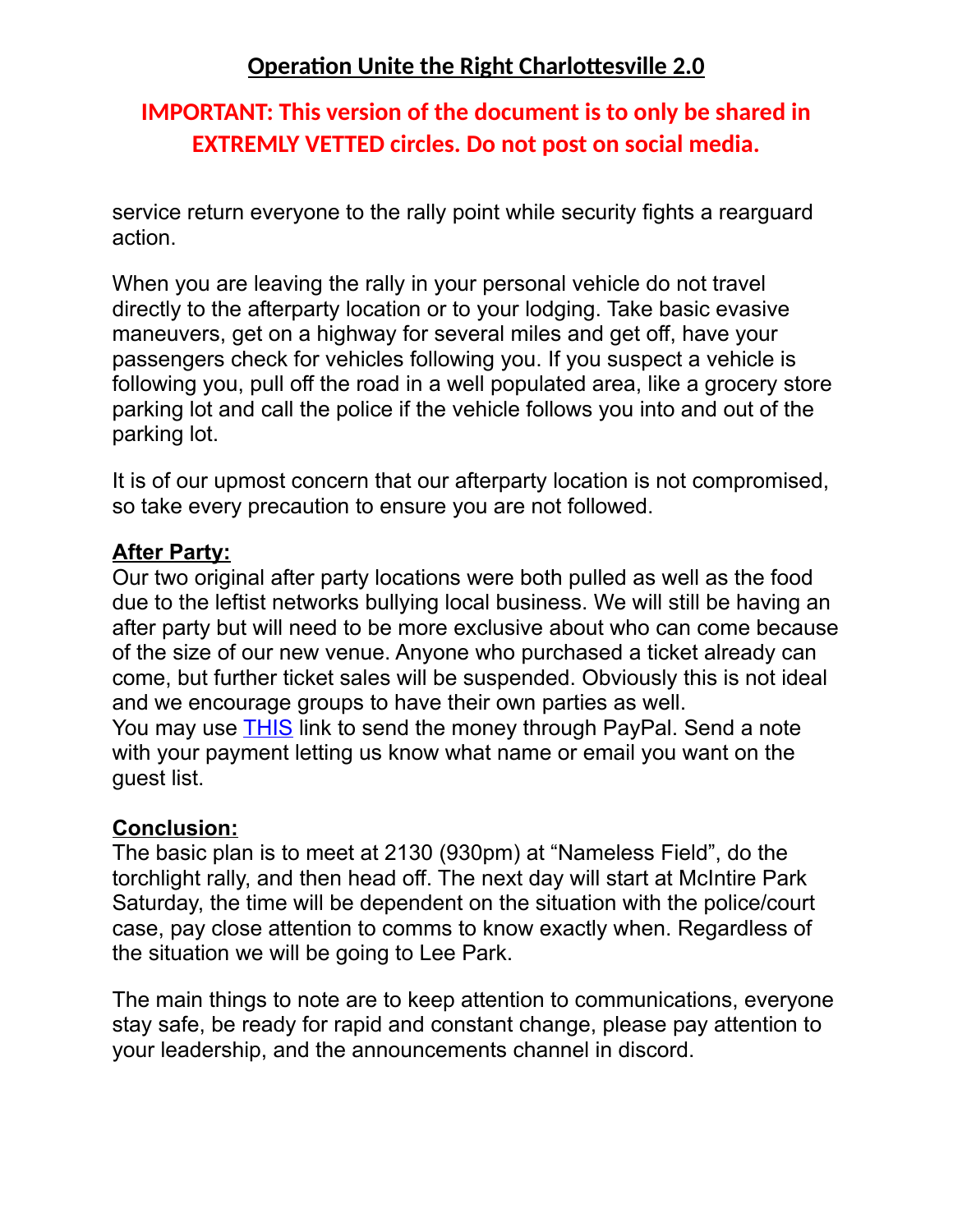service return everyone to the rally point while security fights a rearguard action.

When you are leaving the rally in your personal vehicle do not travel directly to the afterparty location or to your lodging. Take basic evasive maneuvers, get on a highway for several miles and get off, have your passengers check for vehicles following you. If you suspect a vehicle is following you, pull off the road in a well populated area, like a grocery store parking lot and call the police if the vehicle follows you into and out of the parking lot.

It is of our upmost concern that our afterparty location is not compromised, so take every precaution to ensure you are not followed.

**After Party:**

Our two original after party locations were both pulled as well as the food due to the leftist networks bullying local business. We will still be having an after party but will need to be more exclusive about who can come because of the size of our new venue. Anyone who purchased a ticket already can come, but further ticket sales will be suspended. Obviously this is not ideal and we encourage groups to have their own parties as well.

You may use THIS link to send the money through PayPal. Send a note with your payment letting us know what name or email you want on the guest list.

**Conclusion:**

The basic plan is to meet at 2130 (930pm) at "Nameless Field", do the torchlight rally, and then head off. The next day will start at McIntire Park Saturday, the time will be dependent on the situation with the police/court case, pay close attention to comms to know exactly when. Regardless of the situation we will be going to Lee Park.

The main things to note are to keep attention to communications, everyone stay safe, be ready for rapid and constant change, please pay attention to your leadership, and the announcements channel in discord.